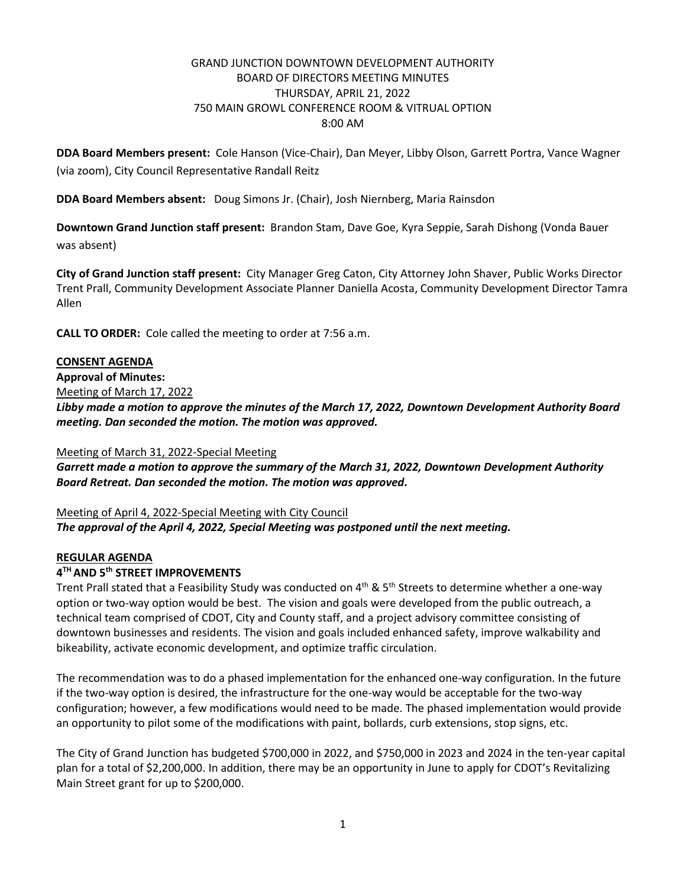GRAND JUNCTION DOWNTOWN DEVELOPMENT AUTHORITY
BOARD OF DIRECTORS MEETING MINUTES
THURSDAY, APRIL 21, 2022
750 MAIN GROWL CONFERENCE ROOM & VITRUAL OPTION
8:00 AM

**DDA Board Members present:** Cole Hanson (Vice-Chair), Dan Meyer, Libby Olson, Garrett Portra, Vance Wagner (via zoom), City Council Representative Randall Reitz

**DDA Board Members absent:** Doug Simons Jr. (Chair), Josh Niernberg, Maria Rainsdon

**Downtown Grand Junction staff present:** Brandon Stam, Dave Goe, Kyra Seppie, Sarah Dishong (Vonda Bauer was absent)

**City of Grand Junction staff present:** City Manager Greg Caton, City Attorney John Shaver, Public Works Director Trent Prall, Community Development Associate Planner Daniella Acosta, Community Development Director Tamra Allen

**CALL TO ORDER:** Cole called the meeting to order at 7:56 a.m.

**CONSENT AGENDA**

**Approval of Minutes:**

Meeting of March 17, 2022

***Libby made a motion to approve the minutes of the March 17, 2022, Downtown Development Authority Board meeting. Dan seconded the motion. The motion was approved.***

Meeting of March 31, 2022-Special Meeting

***Garrett made a motion to approve the summary of the March 31, 2022, Downtown Development Authority Board Retreat. Dan seconded the motion. The motion was approved.***

Meeting of April 4, 2022-Special Meeting with City Council

***The approval of the April 4, 2022, Special Meeting was postponed until the next meeting.***

**REGULAR AGENDA**

**4TH AND 5th STREET IMPROVEMENTS**

Trent Prall stated that a Feasibility Study was conducted on 4th & 5th Streets to determine whether a one-way option or two-way option would be best. The vision and goals were developed from the public outreach, a technical team comprised of CDOT, City and County staff, and a project advisory committee consisting of downtown businesses and residents. The vision and goals included enhanced safety, improve walkability and bikeability, activate economic development, and optimize traffic circulation.

The recommendation was to do a phased implementation for the enhanced one-way configuration. In the future if the two-way option is desired, the infrastructure for the one-way would be acceptable for the two-way configuration; however, a few modifications would need to be made. The phased implementation would provide an opportunity to pilot some of the modifications with paint, bollards, curb extensions, stop signs, etc.

The City of Grand Junction has budgeted $700,000 in 2022, and $750,000 in 2023 and 2024 in the ten-year capital plan for a total of $2,200,000. In addition, there may be an opportunity in June to apply for CDOT's Revitalizing Main Street grant for up to $200,000.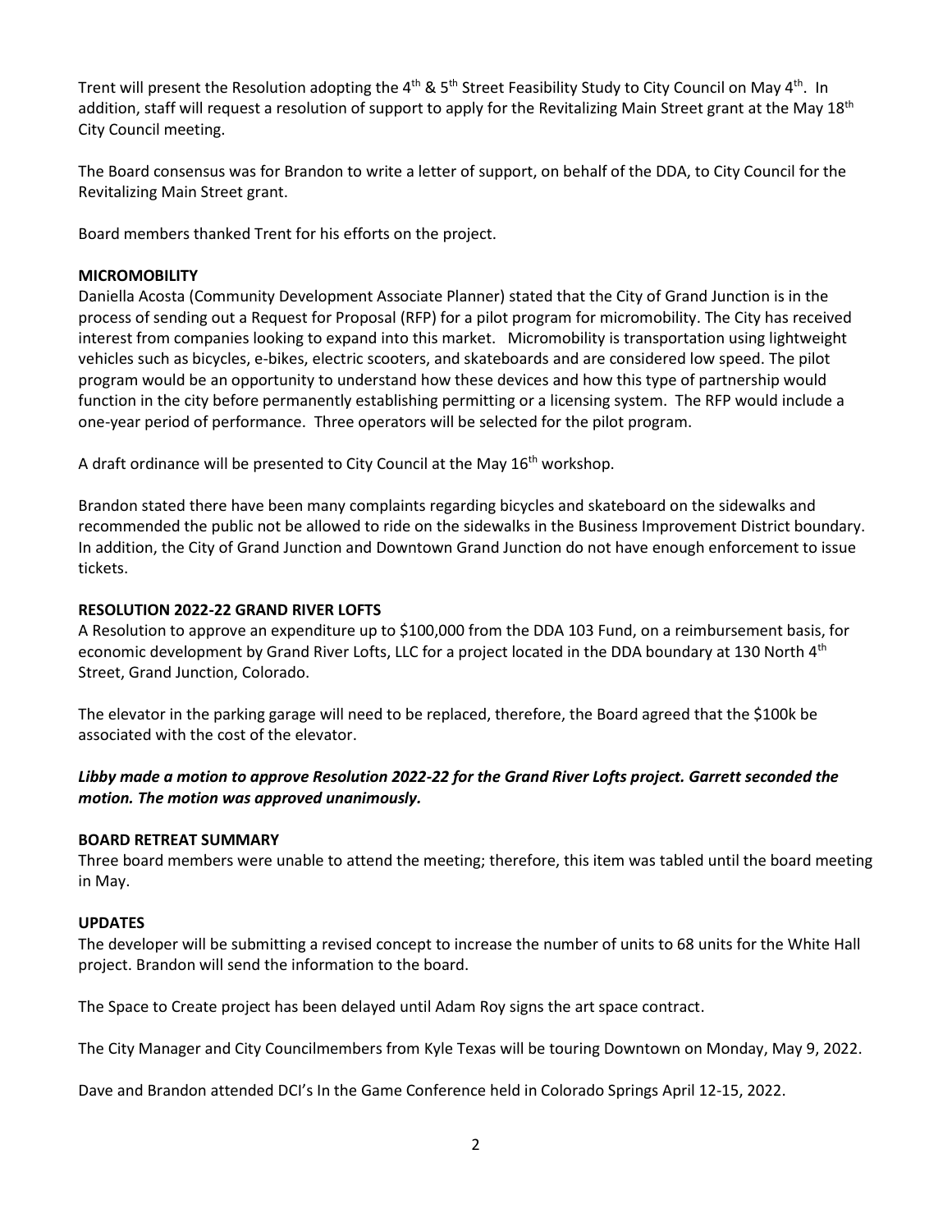Trent will present the Resolution adopting the 4th & 5th Street Feasibility Study to City Council on May 4th. In addition, staff will request a resolution of support to apply for the Revitalizing Main Street grant at the May 18th City Council meeting.

The Board consensus was for Brandon to write a letter of support, on behalf of the DDA, to City Council for the Revitalizing Main Street grant.

Board members thanked Trent for his efforts on the project.

**MICROMOBILITY**

Daniella Acosta (Community Development Associate Planner) stated that the City of Grand Junction is in the process of sending out a Request for Proposal (RFP) for a pilot program for micromobility. The City has received interest from companies looking to expand into this market. Micromobility is transportation using lightweight vehicles such as bicycles, e-bikes, electric scooters, and skateboards and are considered low speed. The pilot program would be an opportunity to understand how these devices and how this type of partnership would function in the city before permanently establishing permitting or a licensing system. The RFP would include a one-year period of performance. Three operators will be selected for the pilot program.

A draft ordinance will be presented to City Council at the May 16th workshop.

Brandon stated there have been many complaints regarding bicycles and skateboard on the sidewalks and recommended the public not be allowed to ride on the sidewalks in the Business Improvement District boundary. In addition, the City of Grand Junction and Downtown Grand Junction do not have enough enforcement to issue tickets.

**RESOLUTION 2022-22 GRAND RIVER LOFTS**

A Resolution to approve an expenditure up to $100,000 from the DDA 103 Fund, on a reimbursement basis, for economic development by Grand River Lofts, LLC for a project located in the DDA boundary at 130 North 4th Street, Grand Junction, Colorado.

The elevator in the parking garage will need to be replaced, therefore, the Board agreed that the $100k be associated with the cost of the elevator.

***Libby made a motion to approve Resolution 2022-22 for the Grand River Lofts project. Garrett seconded the motion. The motion was approved unanimously.***

**BOARD RETREAT SUMMARY**

Three board members were unable to attend the meeting; therefore, this item was tabled until the board meeting in May.

**UPDATES**

The developer will be submitting a revised concept to increase the number of units to 68 units for the White Hall project. Brandon will send the information to the board.

The Space to Create project has been delayed until Adam Roy signs the art space contract.

The City Manager and City Councilmembers from Kyle Texas will be touring Downtown on Monday, May 9, 2022.

Dave and Brandon attended DCI's In the Game Conference held in Colorado Springs April 12-15, 2022.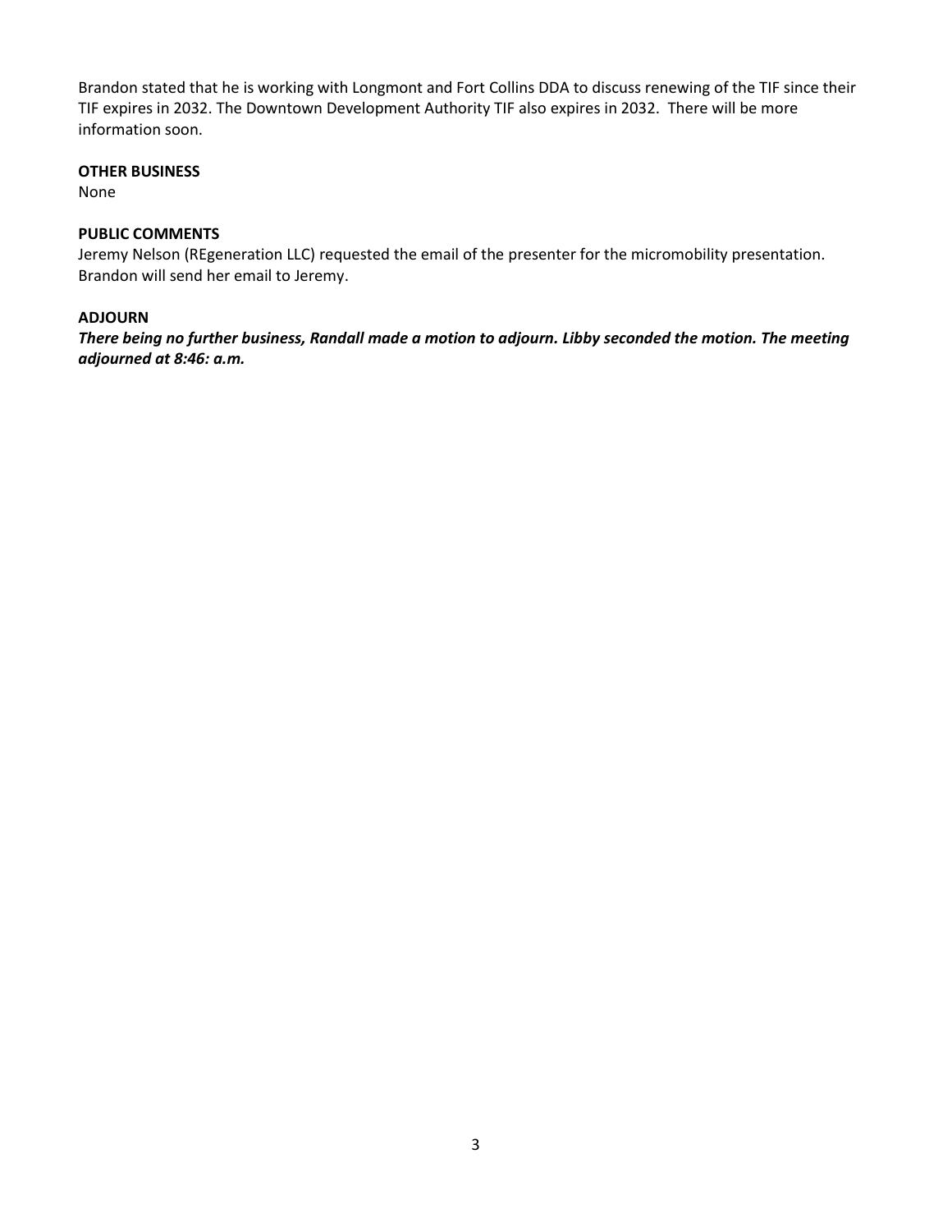Brandon stated that he is working with Longmont and Fort Collins DDA to discuss renewing of the TIF since their TIF expires in 2032. The Downtown Development Authority TIF also expires in 2032. There will be more information soon.

**OTHER BUSINESS**

None

**PUBLIC COMMENTS**

Jeremy Nelson (REgeneration LLC) requested the email of the presenter for the micromobility presentation. Brandon will send her email to Jeremy.

**ADJOURN**

***There being no further business, Randall made a motion to adjourn. Libby seconded the motion. The meeting adjourned at 8:46: a.m.***